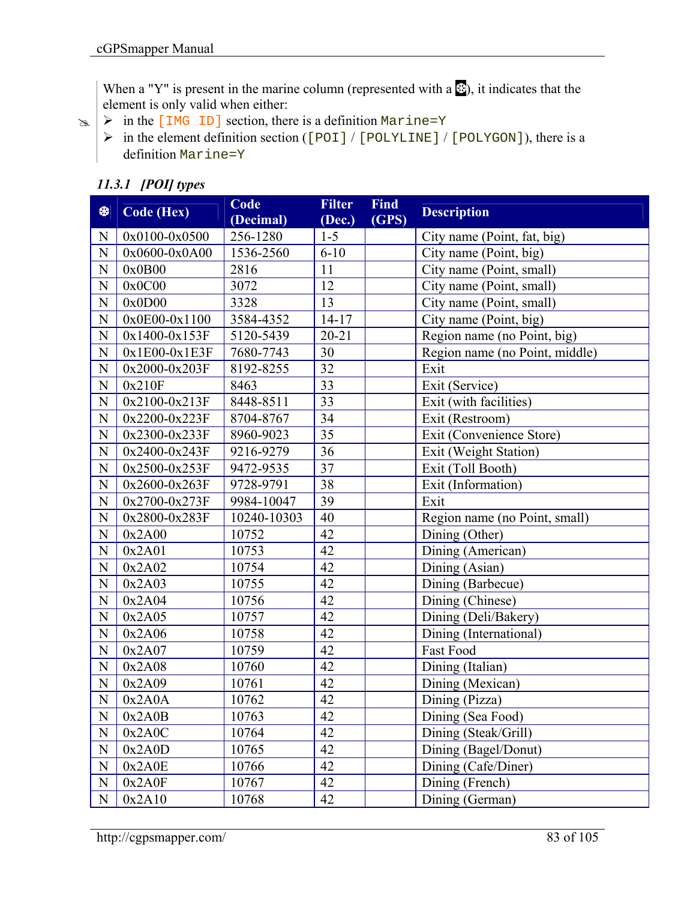When a "Y" is present in the marine column (represented with a ⎈), it indicates that the element is only valid when either:

- in the `[IMG ID]` section, there is a definition `Marine=Y`
- in the element definition section (`[POI]` / `[POLYLINE]` / `[POLYGON]`), there is a definition `Marine=Y`

### 11.3.1 *[POI] types*

| ⎈ | Code (Hex) | Code (Decimal) | Filter (Dec.) | Find (GPS) | Description |
|---|---|---|---|---|---|
| N | 0x0100-0x0500 | 256-1280 | 1-5 | | City name (Point, fat, big) |
| N | 0x0600-0x0A00 | 1536-2560 | 6-10 | | City name (Point, big) |
| N | 0x0B00 | 2816 | 11 | | City name (Point, small) |
| N | 0x0C00 | 3072 | 12 | | City name (Point, small) |
| N | 0x0D00 | 3328 | 13 | | City name (Point, small) |
| N | 0x0E00-0x1100 | 3584-4352 | 14-17 | | City name (Point, big) |
| N | 0x1400-0x153F | 5120-5439 | 20-21 | | Region name (no Point, big) |
| N | 0x1E00-0x1E3F | 7680-7743 | 30 | | Region name (no Point, middle) |
| N | 0x2000-0x203F | 8192-8255 | 32 | | Exit |
| N | 0x210F | 8463 | 33 | | Exit (Service) |
| N | 0x2100-0x213F | 8448-8511 | 33 | | Exit (with facilities) |
| N | 0x2200-0x223F | 8704-8767 | 34 | | Exit (Restroom) |
| N | 0x2300-0x233F | 8960-9023 | 35 | | Exit (Convenience Store) |
| N | 0x2400-0x243F | 9216-9279 | 36 | | Exit (Weight Station) |
| N | 0x2500-0x253F | 9472-9535 | 37 | | Exit (Toll Booth) |
| N | 0x2600-0x263F | 9728-9791 | 38 | | Exit (Information) |
| N | 0x2700-0x273F | 9984-10047 | 39 | | Exit |
| N | 0x2800-0x283F | 10240-10303 | 40 | | Region name (no Point, small) |
| N | 0x2A00 | 10752 | 42 | | Dining (Other) |
| N | 0x2A01 | 10753 | 42 | | Dining (American) |
| N | 0x2A02 | 10754 | 42 | | Dining (Asian) |
| N | 0x2A03 | 10755 | 42 | | Dining (Barbecue) |
| N | 0x2A04 | 10756 | 42 | | Dining (Chinese) |
| N | 0x2A05 | 10757 | 42 | | Dining (Deli/Bakery) |
| N | 0x2A06 | 10758 | 42 | | Dining (International) |
| N | 0x2A07 | 10759 | 42 | | Fast Food |
| N | 0x2A08 | 10760 | 42 | | Dining (Italian) |
| N | 0x2A09 | 10761 | 42 | | Dining (Mexican) |
| N | 0x2A0A | 10762 | 42 | | Dining (Pizza) |
| N | 0x2A0B | 10763 | 42 | | Dining (Sea Food) |
| N | 0x2A0C | 10764 | 42 | | Dining (Steak/Grill) |
| N | 0x2A0D | 10765 | 42 | | Dining (Bagel/Donut) |
| N | 0x2A0E | 10766 | 42 | | Dining (Cafe/Diner) |
| N | 0x2A0F | 10767 | 42 | | Dining (French) |
| N | 0x2A10 | 10768 | 42 | | Dining (German) |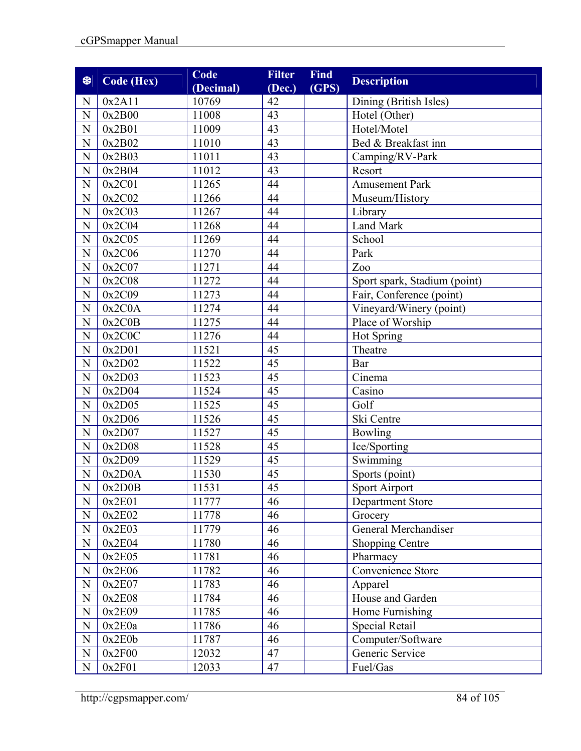| ❆ | Code (Hex) | Code (Decimal) | Filter (Dec.) | Find (GPS) | Description |
|---|---|---|---|---|---|
| N | 0x2A11 | 10769 | 42 | | Dining (British Isles) |
| N | 0x2B00 | 11008 | 43 | | Hotel (Other) |
| N | 0x2B01 | 11009 | 43 | | Hotel/Motel |
| N | 0x2B02 | 11010 | 43 | | Bed & Breakfast inn |
| N | 0x2B03 | 11011 | 43 | | Camping/RV-Park |
| N | 0x2B04 | 11012 | 43 | | Resort |
| N | 0x2C01 | 11265 | 44 | | Amusement Park |
| N | 0x2C02 | 11266 | 44 | | Museum/History |
| N | 0x2C03 | 11267 | 44 | | Library |
| N | 0x2C04 | 11268 | 44 | | Land Mark |
| N | 0x2C05 | 11269 | 44 | | School |
| N | 0x2C06 | 11270 | 44 | | Park |
| N | 0x2C07 | 11271 | 44 | | Zoo |
| N | 0x2C08 | 11272 | 44 | | Sport spark, Stadium (point) |
| N | 0x2C09 | 11273 | 44 | | Fair, Conference (point) |
| N | 0x2C0A | 11274 | 44 | | Vineyard/Winery (point) |
| N | 0x2C0B | 11275 | 44 | | Place of Worship |
| N | 0x2C0C | 11276 | 44 | | Hot Spring |
| N | 0x2D01 | 11521 | 45 | | Theatre |
| N | 0x2D02 | 11522 | 45 | | Bar |
| N | 0x2D03 | 11523 | 45 | | Cinema |
| N | 0x2D04 | 11524 | 45 | | Casino |
| N | 0x2D05 | 11525 | 45 | | Golf |
| N | 0x2D06 | 11526 | 45 | | Ski Centre |
| N | 0x2D07 | 11527 | 45 | | Bowling |
| N | 0x2D08 | 11528 | 45 | | Ice/Sporting |
| N | 0x2D09 | 11529 | 45 | | Swimming |
| N | 0x2D0A | 11530 | 45 | | Sports (point) |
| N | 0x2D0B | 11531 | 45 | | Sport Airport |
| N | 0x2E01 | 11777 | 46 | | Department Store |
| N | 0x2E02 | 11778 | 46 | | Grocery |
| N | 0x2E03 | 11779 | 46 | | General Merchandiser |
| N | 0x2E04 | 11780 | 46 | | Shopping Centre |
| N | 0x2E05 | 11781 | 46 | | Pharmacy |
| N | 0x2E06 | 11782 | 46 | | Convenience Store |
| N | 0x2E07 | 11783 | 46 | | Apparel |
| N | 0x2E08 | 11784 | 46 | | House and Garden |
| N | 0x2E09 | 11785 | 46 | | Home Furnishing |
| N | 0x2E0a | 11786 | 46 | | Special Retail |
| N | 0x2E0b | 11787 | 46 | | Computer/Software |
| N | 0x2F00 | 12032 | 47 | | Generic Service |
| N | 0x2F01 | 12033 | 47 | | Fuel/Gas |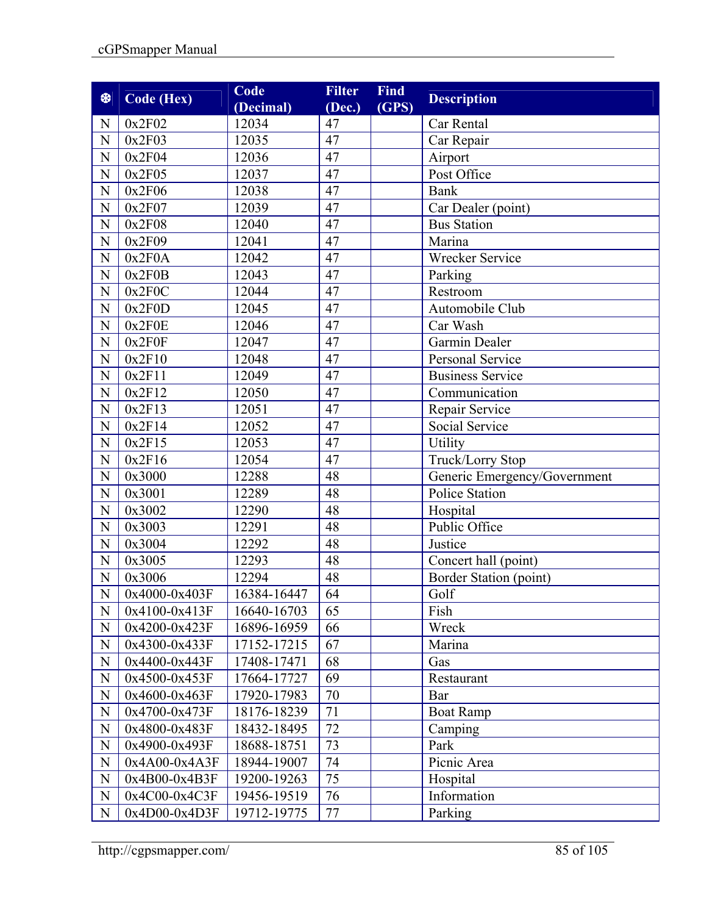| ❆ | Code (Hex) | Code (Decimal) | Filter (Dec.) | Find (GPS) | Description |
|---|---|---|---|---|---|
| N | 0x2F02 | 12034 | 47 | | Car Rental |
| N | 0x2F03 | 12035 | 47 | | Car Repair |
| N | 0x2F04 | 12036 | 47 | | Airport |
| N | 0x2F05 | 12037 | 47 | | Post Office |
| N | 0x2F06 | 12038 | 47 | | Bank |
| N | 0x2F07 | 12039 | 47 | | Car Dealer (point) |
| N | 0x2F08 | 12040 | 47 | | Bus Station |
| N | 0x2F09 | 12041 | 47 | | Marina |
| N | 0x2F0A | 12042 | 47 | | Wrecker Service |
| N | 0x2F0B | 12043 | 47 | | Parking |
| N | 0x2F0C | 12044 | 47 | | Restroom |
| N | 0x2F0D | 12045 | 47 | | Automobile Club |
| N | 0x2F0E | 12046 | 47 | | Car Wash |
| N | 0x2F0F | 12047 | 47 | | Garmin Dealer |
| N | 0x2F10 | 12048 | 47 | | Personal Service |
| N | 0x2F11 | 12049 | 47 | | Business Service |
| N | 0x2F12 | 12050 | 47 | | Communication |
| N | 0x2F13 | 12051 | 47 | | Repair Service |
| N | 0x2F14 | 12052 | 47 | | Social Service |
| N | 0x2F15 | 12053 | 47 | | Utility |
| N | 0x2F16 | 12054 | 47 | | Truck/Lorry Stop |
| N | 0x3000 | 12288 | 48 | | Generic Emergency/Government |
| N | 0x3001 | 12289 | 48 | | Police Station |
| N | 0x3002 | 12290 | 48 | | Hospital |
| N | 0x3003 | 12291 | 48 | | Public Office |
| N | 0x3004 | 12292 | 48 | | Justice |
| N | 0x3005 | 12293 | 48 | | Concert hall (point) |
| N | 0x3006 | 12294 | 48 | | Border Station (point) |
| N | 0x4000-0x403F | 16384-16447 | 64 | | Golf |
| N | 0x4100-0x413F | 16640-16703 | 65 | | Fish |
| N | 0x4200-0x423F | 16896-16959 | 66 | | Wreck |
| N | 0x4300-0x433F | 17152-17215 | 67 | | Marina |
| N | 0x4400-0x443F | 17408-17471 | 68 | | Gas |
| N | 0x4500-0x453F | 17664-17727 | 69 | | Restaurant |
| N | 0x4600-0x463F | 17920-17983 | 70 | | Bar |
| N | 0x4700-0x473F | 18176-18239 | 71 | | Boat Ramp |
| N | 0x4800-0x483F | 18432-18495 | 72 | | Camping |
| N | 0x4900-0x493F | 18688-18751 | 73 | | Park |
| N | 0x4A00-0x4A3F | 18944-19007 | 74 | | Picnic Area |
| N | 0x4B00-0x4B3F | 19200-19263 | 75 | | Hospital |
| N | 0x4C00-0x4C3F | 19456-19519 | 76 | | Information |
| N | 0x4D00-0x4D3F | 19712-19775 | 77 | | Parking |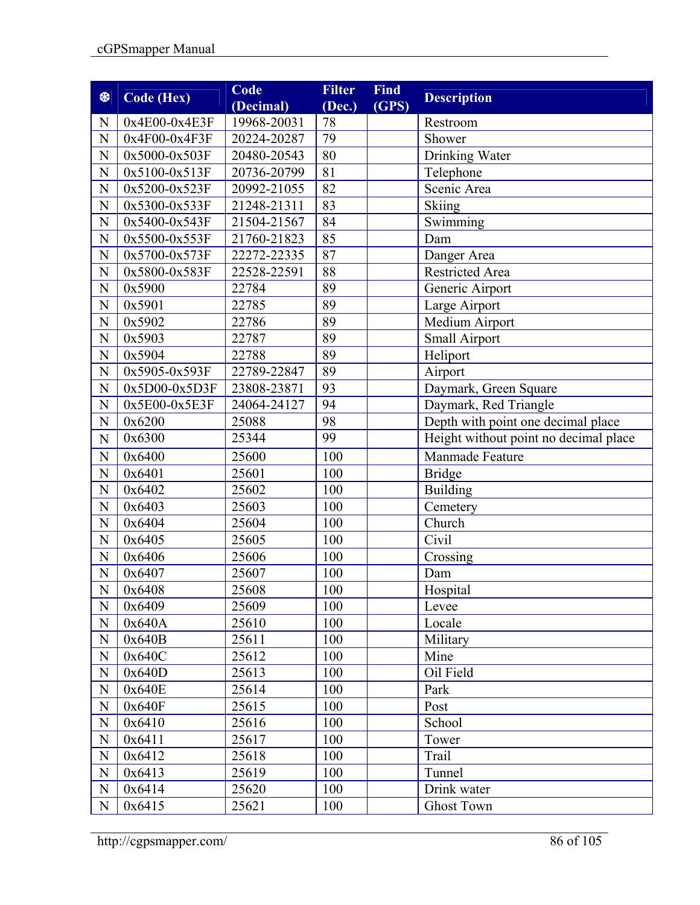| ❆ | Code (Hex) | Code (Decimal) | Filter (Dec.) | Find (GPS) | Description |
|---|---|---|---|---|---|
| N | 0x4E00-0x4E3F | 19968-20031 | 78 | | Restroom |
| N | 0x4F00-0x4F3F | 20224-20287 | 79 | | Shower |
| N | 0x5000-0x503F | 20480-20543 | 80 | | Drinking Water |
| N | 0x5100-0x513F | 20736-20799 | 81 | | Telephone |
| N | 0x5200-0x523F | 20992-21055 | 82 | | Scenic Area |
| N | 0x5300-0x533F | 21248-21311 | 83 | | Skiing |
| N | 0x5400-0x543F | 21504-21567 | 84 | | Swimming |
| N | 0x5500-0x553F | 21760-21823 | 85 | | Dam |
| N | 0x5700-0x573F | 22272-22335 | 87 | | Danger Area |
| N | 0x5800-0x583F | 22528-22591 | 88 | | Restricted Area |
| N | 0x5900 | 22784 | 89 | | Generic Airport |
| N | 0x5901 | 22785 | 89 | | Large Airport |
| N | 0x5902 | 22786 | 89 | | Medium Airport |
| N | 0x5903 | 22787 | 89 | | Small Airport |
| N | 0x5904 | 22788 | 89 | | Heliport |
| N | 0x5905-0x593F | 22789-22847 | 89 | | Airport |
| N | 0x5D00-0x5D3F | 23808-23871 | 93 | | Daymark, Green Square |
| N | 0x5E00-0x5E3F | 24064-24127 | 94 | | Daymark, Red Triangle |
| N | 0x6200 | 25088 | 98 | | Depth with point one decimal place |
| N | 0x6300 | 25344 | 99 | | Height without point no decimal place |
| N | 0x6400 | 25600 | 100 | | Manmade Feature |
| N | 0x6401 | 25601 | 100 | | Bridge |
| N | 0x6402 | 25602 | 100 | | Building |
| N | 0x6403 | 25603 | 100 | | Cemetery |
| N | 0x6404 | 25604 | 100 | | Church |
| N | 0x6405 | 25605 | 100 | | Civil |
| N | 0x6406 | 25606 | 100 | | Crossing |
| N | 0x6407 | 25607 | 100 | | Dam |
| N | 0x6408 | 25608 | 100 | | Hospital |
| N | 0x6409 | 25609 | 100 | | Levee |
| N | 0x640A | 25610 | 100 | | Locale |
| N | 0x640B | 25611 | 100 | | Military |
| N | 0x640C | 25612 | 100 | | Mine |
| N | 0x640D | 25613 | 100 | | Oil Field |
| N | 0x640E | 25614 | 100 | | Park |
| N | 0x640F | 25615 | 100 | | Post |
| N | 0x6410 | 25616 | 100 | | School |
| N | 0x6411 | 25617 | 100 | | Tower |
| N | 0x6412 | 25618 | 100 | | Trail |
| N | 0x6413 | 25619 | 100 | | Tunnel |
| N | 0x6414 | 25620 | 100 | | Drink water |
| N | 0x6415 | 25621 | 100 | | Ghost Town |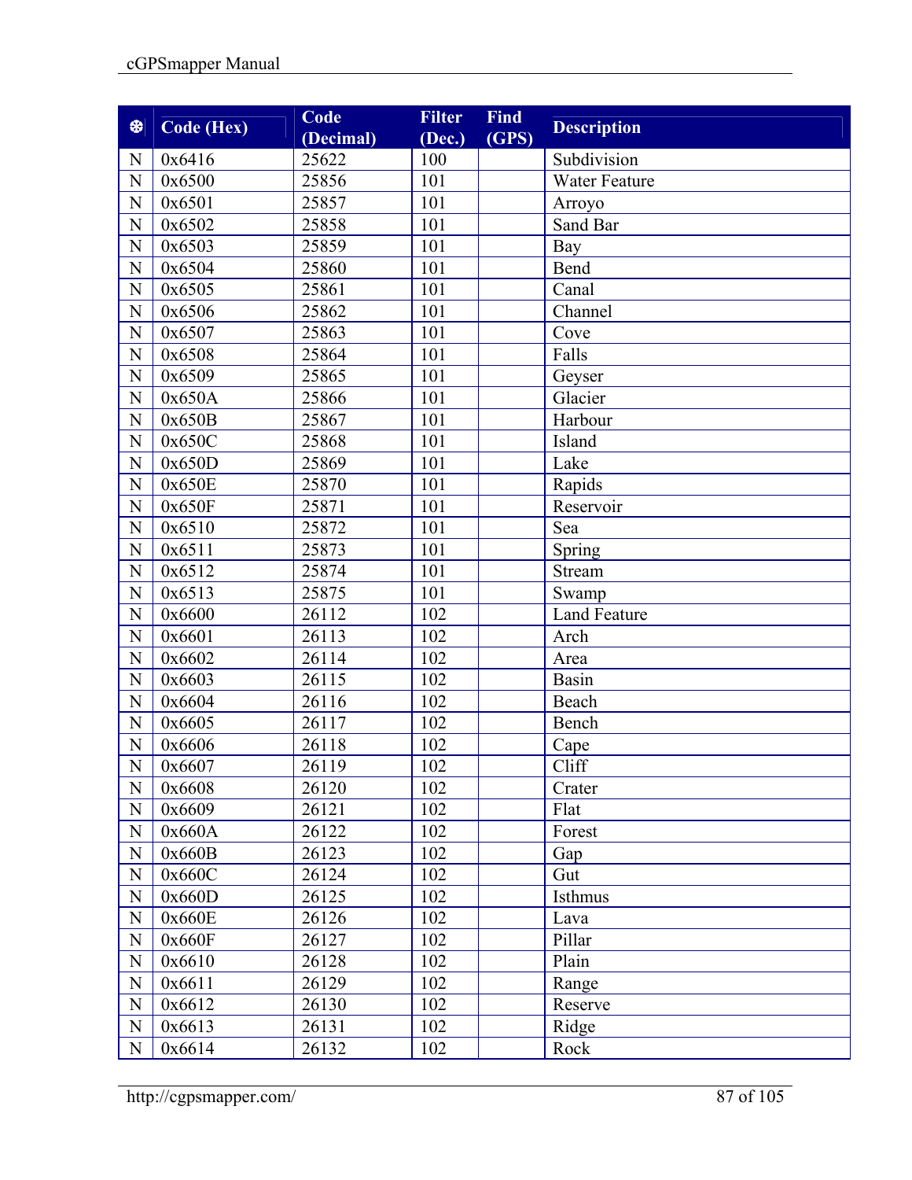| ❆ | Code (Hex) | Code (Decimal) | Filter (Dec.) | Find (GPS) | Description |
|---|---|---|---|---|---|
| N | 0x6416 | 25622 | 100 | | Subdivision |
| N | 0x6500 | 25856 | 101 | | Water Feature |
| N | 0x6501 | 25857 | 101 | | Arroyo |
| N | 0x6502 | 25858 | 101 | | Sand Bar |
| N | 0x6503 | 25859 | 101 | | Bay |
| N | 0x6504 | 25860 | 101 | | Bend |
| N | 0x6505 | 25861 | 101 | | Canal |
| N | 0x6506 | 25862 | 101 | | Channel |
| N | 0x6507 | 25863 | 101 | | Cove |
| N | 0x6508 | 25864 | 101 | | Falls |
| N | 0x6509 | 25865 | 101 | | Geyser |
| N | 0x650A | 25866 | 101 | | Glacier |
| N | 0x650B | 25867 | 101 | | Harbour |
| N | 0x650C | 25868 | 101 | | Island |
| N | 0x650D | 25869 | 101 | | Lake |
| N | 0x650E | 25870 | 101 | | Rapids |
| N | 0x650F | 25871 | 101 | | Reservoir |
| N | 0x6510 | 25872 | 101 | | Sea |
| N | 0x6511 | 25873 | 101 | | Spring |
| N | 0x6512 | 25874 | 101 | | Stream |
| N | 0x6513 | 25875 | 101 | | Swamp |
| N | 0x6600 | 26112 | 102 | | Land Feature |
| N | 0x6601 | 26113 | 102 | | Arch |
| N | 0x6602 | 26114 | 102 | | Area |
| N | 0x6603 | 26115 | 102 | | Basin |
| N | 0x6604 | 26116 | 102 | | Beach |
| N | 0x6605 | 26117 | 102 | | Bench |
| N | 0x6606 | 26118 | 102 | | Cape |
| N | 0x6607 | 26119 | 102 | | Cliff |
| N | 0x6608 | 26120 | 102 | | Crater |
| N | 0x6609 | 26121 | 102 | | Flat |
| N | 0x660A | 26122 | 102 | | Forest |
| N | 0x660B | 26123 | 102 | | Gap |
| N | 0x660C | 26124 | 102 | | Gut |
| N | 0x660D | 26125 | 102 | | Isthmus |
| N | 0x660E | 26126 | 102 | | Lava |
| N | 0x660F | 26127 | 102 | | Pillar |
| N | 0x6610 | 26128 | 102 | | Plain |
| N | 0x6611 | 26129 | 102 | | Range |
| N | 0x6612 | 26130 | 102 | | Reserve |
| N | 0x6613 | 26131 | 102 | | Ridge |
| N | 0x6614 | 26132 | 102 | | Rock |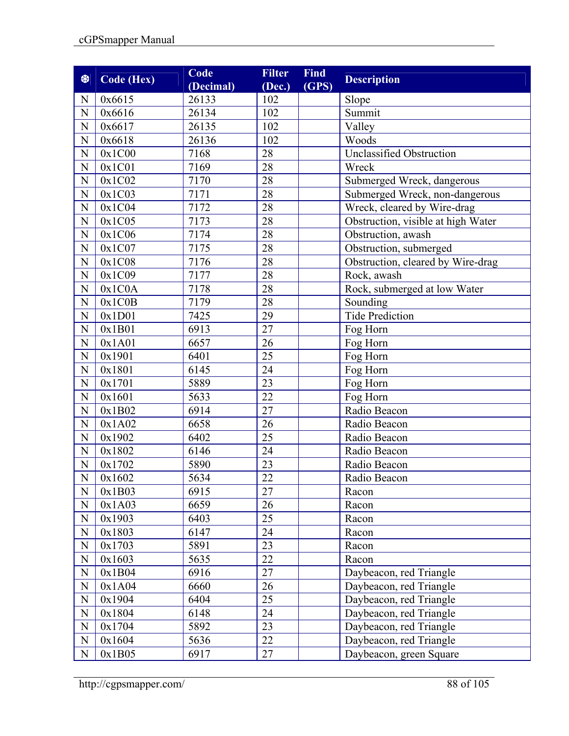| ❆ | Code (Hex) | Code (Decimal) | Filter (Dec.) | Find (GPS) | Description |
|---|---|---|---|---|---|
| N | 0x6615 | 26133 | 102 | | Slope |
| N | 0x6616 | 26134 | 102 | | Summit |
| N | 0x6617 | 26135 | 102 | | Valley |
| N | 0x6618 | 26136 | 102 | | Woods |
| N | 0x1C00 | 7168 | 28 | | Unclassified Obstruction |
| N | 0x1C01 | 7169 | 28 | | Wreck |
| N | 0x1C02 | 7170 | 28 | | Submerged Wreck, dangerous |
| N | 0x1C03 | 7171 | 28 | | Submerged Wreck, non-dangerous |
| N | 0x1C04 | 7172 | 28 | | Wreck, cleared by Wire-drag |
| N | 0x1C05 | 7173 | 28 | | Obstruction, visible at high Water |
| N | 0x1C06 | 7174 | 28 | | Obstruction, awash |
| N | 0x1C07 | 7175 | 28 | | Obstruction, submerged |
| N | 0x1C08 | 7176 | 28 | | Obstruction, cleared by Wire-drag |
| N | 0x1C09 | 7177 | 28 | | Rock, awash |
| N | 0x1C0A | 7178 | 28 | | Rock, submerged at low Water |
| N | 0x1C0B | 7179 | 28 | | Sounding |
| N | 0x1D01 | 7425 | 29 | | Tide Prediction |
| N | 0x1B01 | 6913 | 27 | | Fog Horn |
| N | 0x1A01 | 6657 | 26 | | Fog Horn |
| N | 0x1901 | 6401 | 25 | | Fog Horn |
| N | 0x1801 | 6145 | 24 | | Fog Horn |
| N | 0x1701 | 5889 | 23 | | Fog Horn |
| N | 0x1601 | 5633 | 22 | | Fog Horn |
| N | 0x1B02 | 6914 | 27 | | Radio Beacon |
| N | 0x1A02 | 6658 | 26 | | Radio Beacon |
| N | 0x1902 | 6402 | 25 | | Radio Beacon |
| N | 0x1802 | 6146 | 24 | | Radio Beacon |
| N | 0x1702 | 5890 | 23 | | Radio Beacon |
| N | 0x1602 | 5634 | 22 | | Radio Beacon |
| N | 0x1B03 | 6915 | 27 | | Racon |
| N | 0x1A03 | 6659 | 26 | | Racon |
| N | 0x1903 | 6403 | 25 | | Racon |
| N | 0x1803 | 6147 | 24 | | Racon |
| N | 0x1703 | 5891 | 23 | | Racon |
| N | 0x1603 | 5635 | 22 | | Racon |
| N | 0x1B04 | 6916 | 27 | | Daybeacon, red Triangle |
| N | 0x1A04 | 6660 | 26 | | Daybeacon, red Triangle |
| N | 0x1904 | 6404 | 25 | | Daybeacon, red Triangle |
| N | 0x1804 | 6148 | 24 | | Daybeacon, red Triangle |
| N | 0x1704 | 5892 | 23 | | Daybeacon, red Triangle |
| N | 0x1604 | 5636 | 22 | | Daybeacon, red Triangle |
| N | 0x1B05 | 6917 | 27 | | Daybeacon, green Square |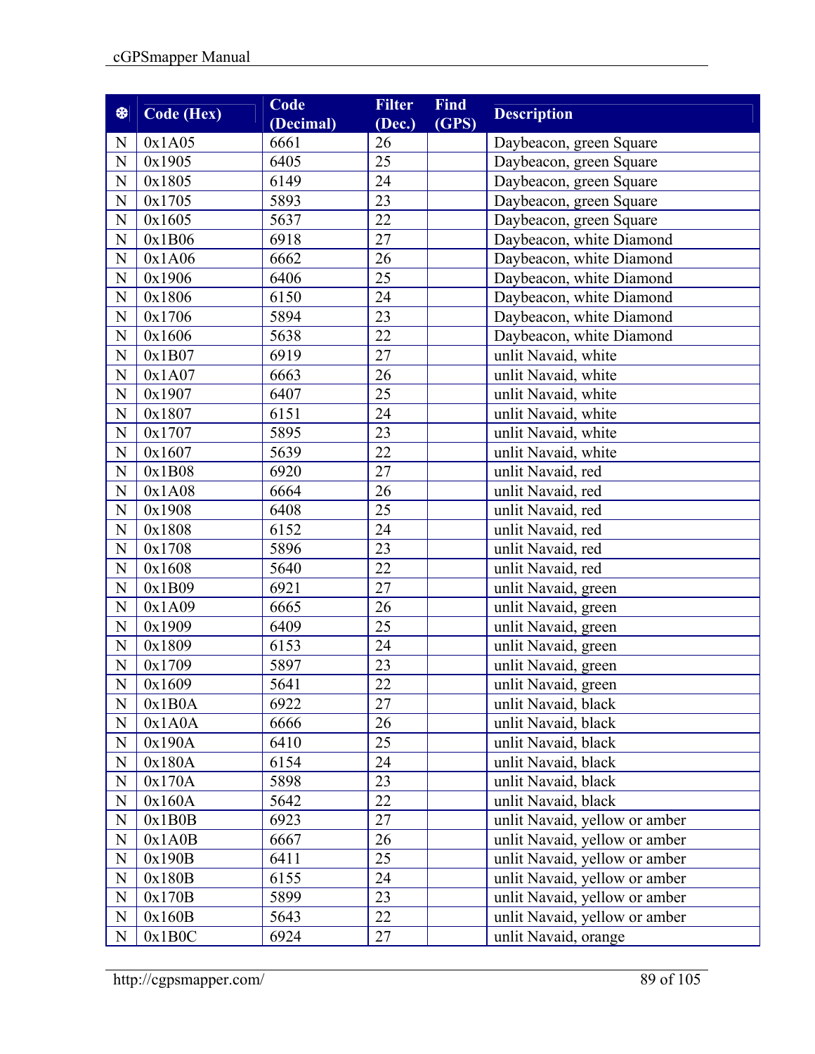| ❆ | Code (Hex) | Code (Decimal) | Filter (Dec.) | Find (GPS) | Description |
|---|---|---|---|---|---|
| N | 0x1A05 | 6661 | 26 | | Daybeacon, green Square |
| N | 0x1905 | 6405 | 25 | | Daybeacon, green Square |
| N | 0x1805 | 6149 | 24 | | Daybeacon, green Square |
| N | 0x1705 | 5893 | 23 | | Daybeacon, green Square |
| N | 0x1605 | 5637 | 22 | | Daybeacon, green Square |
| N | 0x1B06 | 6918 | 27 | | Daybeacon, white Diamond |
| N | 0x1A06 | 6662 | 26 | | Daybeacon, white Diamond |
| N | 0x1906 | 6406 | 25 | | Daybeacon, white Diamond |
| N | 0x1806 | 6150 | 24 | | Daybeacon, white Diamond |
| N | 0x1706 | 5894 | 23 | | Daybeacon, white Diamond |
| N | 0x1606 | 5638 | 22 | | Daybeacon, white Diamond |
| N | 0x1B07 | 6919 | 27 | | unlit Navaid, white |
| N | 0x1A07 | 6663 | 26 | | unlit Navaid, white |
| N | 0x1907 | 6407 | 25 | | unlit Navaid, white |
| N | 0x1807 | 6151 | 24 | | unlit Navaid, white |
| N | 0x1707 | 5895 | 23 | | unlit Navaid, white |
| N | 0x1607 | 5639 | 22 | | unlit Navaid, white |
| N | 0x1B08 | 6920 | 27 | | unlit Navaid, red |
| N | 0x1A08 | 6664 | 26 | | unlit Navaid, red |
| N | 0x1908 | 6408 | 25 | | unlit Navaid, red |
| N | 0x1808 | 6152 | 24 | | unlit Navaid, red |
| N | 0x1708 | 5896 | 23 | | unlit Navaid, red |
| N | 0x1608 | 5640 | 22 | | unlit Navaid, red |
| N | 0x1B09 | 6921 | 27 | | unlit Navaid, green |
| N | 0x1A09 | 6665 | 26 | | unlit Navaid, green |
| N | 0x1909 | 6409 | 25 | | unlit Navaid, green |
| N | 0x1809 | 6153 | 24 | | unlit Navaid, green |
| N | 0x1709 | 5897 | 23 | | unlit Navaid, green |
| N | 0x1609 | 5641 | 22 | | unlit Navaid, green |
| N | 0x1B0A | 6922 | 27 | | unlit Navaid, black |
| N | 0x1A0A | 6666 | 26 | | unlit Navaid, black |
| N | 0x190A | 6410 | 25 | | unlit Navaid, black |
| N | 0x180A | 6154 | 24 | | unlit Navaid, black |
| N | 0x170A | 5898 | 23 | | unlit Navaid, black |
| N | 0x160A | 5642 | 22 | | unlit Navaid, black |
| N | 0x1B0B | 6923 | 27 | | unlit Navaid, yellow or amber |
| N | 0x1A0B | 6667 | 26 | | unlit Navaid, yellow or amber |
| N | 0x190B | 6411 | 25 | | unlit Navaid, yellow or amber |
| N | 0x180B | 6155 | 24 | | unlit Navaid, yellow or amber |
| N | 0x170B | 5899 | 23 | | unlit Navaid, yellow or amber |
| N | 0x160B | 5643 | 22 | | unlit Navaid, yellow or amber |
| N | 0x1B0C | 6924 | 27 | | unlit Navaid, orange |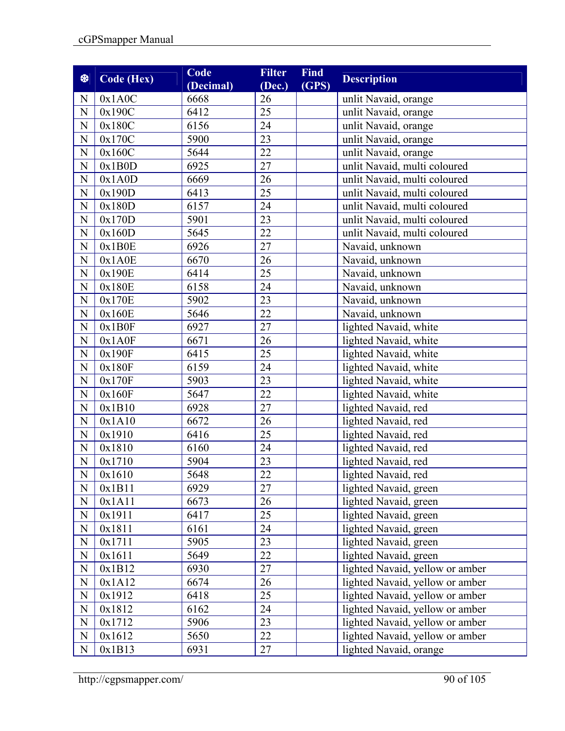| ❆ | Code (Hex) | Code (Decimal) | Filter (Dec.) | Find (GPS) | Description |
|---|---|---|---|---|---|
| N | 0x1A0C | 6668 | 26 | | unlit Navaid, orange |
| N | 0x190C | 6412 | 25 | | unlit Navaid, orange |
| N | 0x180C | 6156 | 24 | | unlit Navaid, orange |
| N | 0x170C | 5900 | 23 | | unlit Navaid, orange |
| N | 0x160C | 5644 | 22 | | unlit Navaid, orange |
| N | 0x1B0D | 6925 | 27 | | unlit Navaid, multi coloured |
| N | 0x1A0D | 6669 | 26 | | unlit Navaid, multi coloured |
| N | 0x190D | 6413 | 25 | | unlit Navaid, multi coloured |
| N | 0x180D | 6157 | 24 | | unlit Navaid, multi coloured |
| N | 0x170D | 5901 | 23 | | unlit Navaid, multi coloured |
| N | 0x160D | 5645 | 22 | | unlit Navaid, multi coloured |
| N | 0x1B0E | 6926 | 27 | | Navaid, unknown |
| N | 0x1A0E | 6670 | 26 | | Navaid, unknown |
| N | 0x190E | 6414 | 25 | | Navaid, unknown |
| N | 0x180E | 6158 | 24 | | Navaid, unknown |
| N | 0x170E | 5902 | 23 | | Navaid, unknown |
| N | 0x160E | 5646 | 22 | | Navaid, unknown |
| N | 0x1B0F | 6927 | 27 | | lighted Navaid, white |
| N | 0x1A0F | 6671 | 26 | | lighted Navaid, white |
| N | 0x190F | 6415 | 25 | | lighted Navaid, white |
| N | 0x180F | 6159 | 24 | | lighted Navaid, white |
| N | 0x170F | 5903 | 23 | | lighted Navaid, white |
| N | 0x160F | 5647 | 22 | | lighted Navaid, white |
| N | 0x1B10 | 6928 | 27 | | lighted Navaid, red |
| N | 0x1A10 | 6672 | 26 | | lighted Navaid, red |
| N | 0x1910 | 6416 | 25 | | lighted Navaid, red |
| N | 0x1810 | 6160 | 24 | | lighted Navaid, red |
| N | 0x1710 | 5904 | 23 | | lighted Navaid, red |
| N | 0x1610 | 5648 | 22 | | lighted Navaid, red |
| N | 0x1B11 | 6929 | 27 | | lighted Navaid, green |
| N | 0x1A11 | 6673 | 26 | | lighted Navaid, green |
| N | 0x1911 | 6417 | 25 | | lighted Navaid, green |
| N | 0x1811 | 6161 | 24 | | lighted Navaid, green |
| N | 0x1711 | 5905 | 23 | | lighted Navaid, green |
| N | 0x1611 | 5649 | 22 | | lighted Navaid, green |
| N | 0x1B12 | 6930 | 27 | | lighted Navaid, yellow or amber |
| N | 0x1A12 | 6674 | 26 | | lighted Navaid, yellow or amber |
| N | 0x1912 | 6418 | 25 | | lighted Navaid, yellow or amber |
| N | 0x1812 | 6162 | 24 | | lighted Navaid, yellow or amber |
| N | 0x1712 | 5906 | 23 | | lighted Navaid, yellow or amber |
| N | 0x1612 | 5650 | 22 | | lighted Navaid, yellow or amber |
| N | 0x1B13 | 6931 | 27 | | lighted Navaid, orange |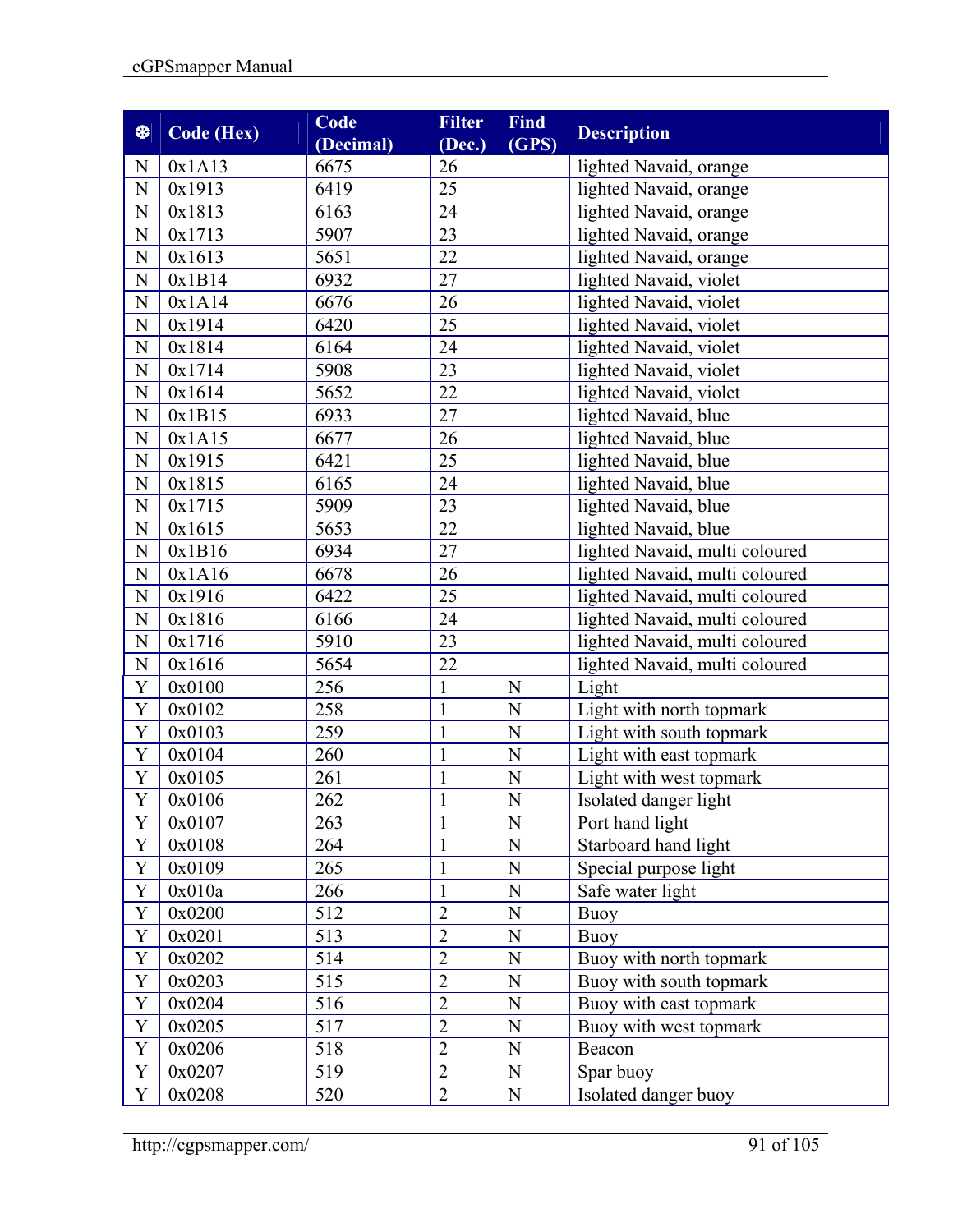| ❆ | Code (Hex) | Code (Decimal) | Filter (Dec.) | Find (GPS) | Description |
|---|---|---|---|---|---|
| N | 0x1A13 | 6675 | 26 | | lighted Navaid, orange |
| N | 0x1913 | 6419 | 25 | | lighted Navaid, orange |
| N | 0x1813 | 6163 | 24 | | lighted Navaid, orange |
| N | 0x1713 | 5907 | 23 | | lighted Navaid, orange |
| N | 0x1613 | 5651 | 22 | | lighted Navaid, orange |
| N | 0x1B14 | 6932 | 27 | | lighted Navaid, violet |
| N | 0x1A14 | 6676 | 26 | | lighted Navaid, violet |
| N | 0x1914 | 6420 | 25 | | lighted Navaid, violet |
| N | 0x1814 | 6164 | 24 | | lighted Navaid, violet |
| N | 0x1714 | 5908 | 23 | | lighted Navaid, violet |
| N | 0x1614 | 5652 | 22 | | lighted Navaid, violet |
| N | 0x1B15 | 6933 | 27 | | lighted Navaid, blue |
| N | 0x1A15 | 6677 | 26 | | lighted Navaid, blue |
| N | 0x1915 | 6421 | 25 | | lighted Navaid, blue |
| N | 0x1815 | 6165 | 24 | | lighted Navaid, blue |
| N | 0x1715 | 5909 | 23 | | lighted Navaid, blue |
| N | 0x1615 | 5653 | 22 | | lighted Navaid, blue |
| N | 0x1B16 | 6934 | 27 | | lighted Navaid, multi coloured |
| N | 0x1A16 | 6678 | 26 | | lighted Navaid, multi coloured |
| N | 0x1916 | 6422 | 25 | | lighted Navaid, multi coloured |
| N | 0x1816 | 6166 | 24 | | lighted Navaid, multi coloured |
| N | 0x1716 | 5910 | 23 | | lighted Navaid, multi coloured |
| N | 0x1616 | 5654 | 22 | | lighted Navaid, multi coloured |
| Y | 0x0100 | 256 | 1 | N | Light |
| Y | 0x0102 | 258 | 1 | N | Light with north topmark |
| Y | 0x0103 | 259 | 1 | N | Light with south topmark |
| Y | 0x0104 | 260 | 1 | N | Light with east topmark |
| Y | 0x0105 | 261 | 1 | N | Light with west topmark |
| Y | 0x0106 | 262 | 1 | N | Isolated danger light |
| Y | 0x0107 | 263 | 1 | N | Port hand light |
| Y | 0x0108 | 264 | 1 | N | Starboard hand light |
| Y | 0x0109 | 265 | 1 | N | Special purpose light |
| Y | 0x010a | 266 | 1 | N | Safe water light |
| Y | 0x0200 | 512 | 2 | N | Buoy |
| Y | 0x0201 | 513 | 2 | N | Buoy |
| Y | 0x0202 | 514 | 2 | N | Buoy with north topmark |
| Y | 0x0203 | 515 | 2 | N | Buoy with south topmark |
| Y | 0x0204 | 516 | 2 | N | Buoy with east topmark |
| Y | 0x0205 | 517 | 2 | N | Buoy with west topmark |
| Y | 0x0206 | 518 | 2 | N | Beacon |
| Y | 0x0207 | 519 | 2 | N | Spar buoy |
| Y | 0x0208 | 520 | 2 | N | Isolated danger buoy |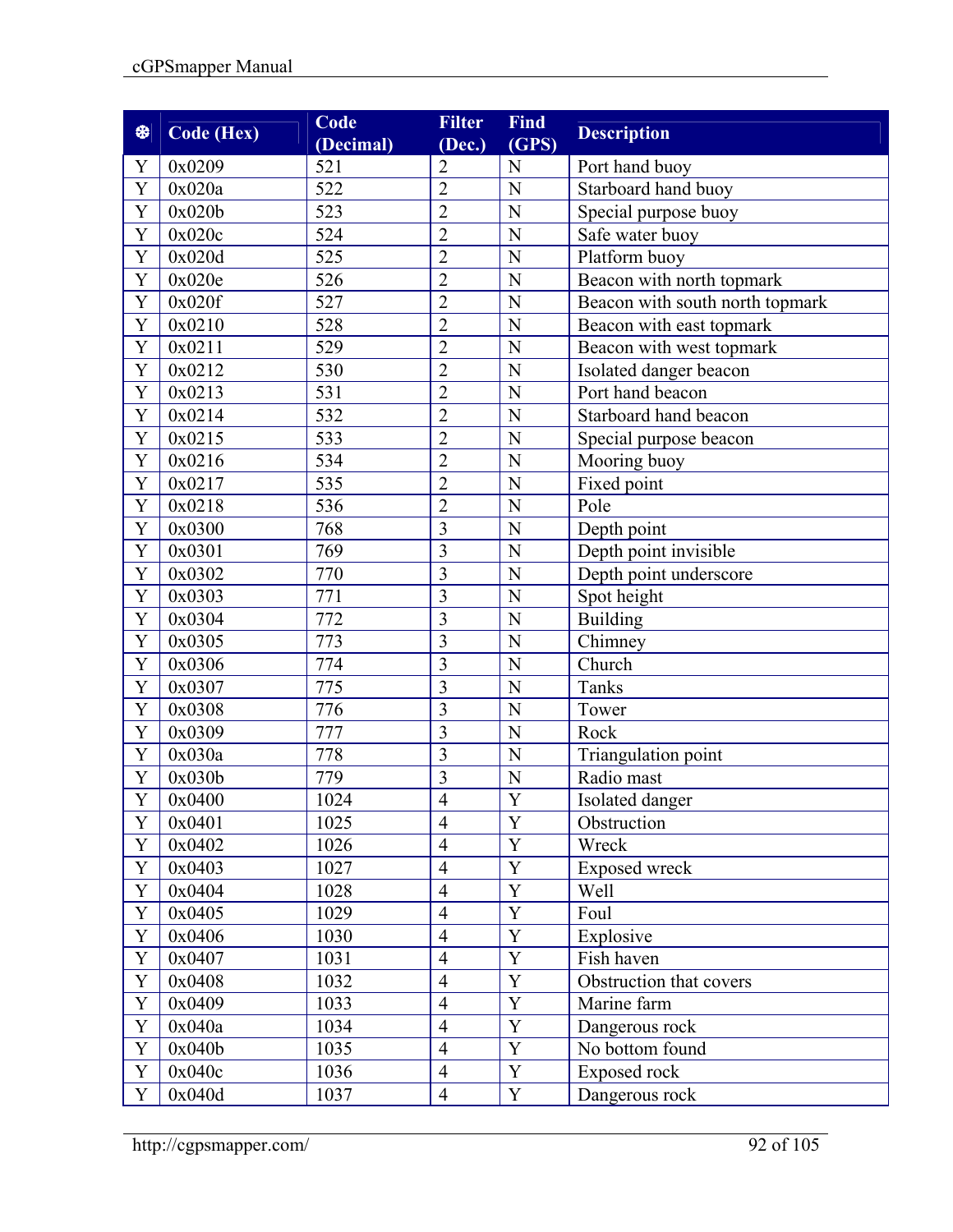| ❆ | Code (Hex) | Code (Decimal) | Filter (Dec.) | Find (GPS) | Description |
|---|---|---|---|---|---|
| Y | 0x0209 | 521 | 2 | N | Port hand buoy |
| Y | 0x020a | 522 | 2 | N | Starboard hand buoy |
| Y | 0x020b | 523 | 2 | N | Special purpose buoy |
| Y | 0x020c | 524 | 2 | N | Safe water buoy |
| Y | 0x020d | 525 | 2 | N | Platform buoy |
| Y | 0x020e | 526 | 2 | N | Beacon with north topmark |
| Y | 0x020f | 527 | 2 | N | Beacon with south north topmark |
| Y | 0x0210 | 528 | 2 | N | Beacon with east topmark |
| Y | 0x0211 | 529 | 2 | N | Beacon with west topmark |
| Y | 0x0212 | 530 | 2 | N | Isolated danger beacon |
| Y | 0x0213 | 531 | 2 | N | Port hand beacon |
| Y | 0x0214 | 532 | 2 | N | Starboard hand beacon |
| Y | 0x0215 | 533 | 2 | N | Special purpose beacon |
| Y | 0x0216 | 534 | 2 | N | Mooring buoy |
| Y | 0x0217 | 535 | 2 | N | Fixed point |
| Y | 0x0218 | 536 | 2 | N | Pole |
| Y | 0x0300 | 768 | 3 | N | Depth point |
| Y | 0x0301 | 769 | 3 | N | Depth point invisible |
| Y | 0x0302 | 770 | 3 | N | Depth point underscore |
| Y | 0x0303 | 771 | 3 | N | Spot height |
| Y | 0x0304 | 772 | 3 | N | Building |
| Y | 0x0305 | 773 | 3 | N | Chimney |
| Y | 0x0306 | 774 | 3 | N | Church |
| Y | 0x0307 | 775 | 3 | N | Tanks |
| Y | 0x0308 | 776 | 3 | N | Tower |
| Y | 0x0309 | 777 | 3 | N | Rock |
| Y | 0x030a | 778 | 3 | N | Triangulation point |
| Y | 0x030b | 779 | 3 | N | Radio mast |
| Y | 0x0400 | 1024 | 4 | Y | Isolated danger |
| Y | 0x0401 | 1025 | 4 | Y | Obstruction |
| Y | 0x0402 | 1026 | 4 | Y | Wreck |
| Y | 0x0403 | 1027 | 4 | Y | Exposed wreck |
| Y | 0x0404 | 1028 | 4 | Y | Well |
| Y | 0x0405 | 1029 | 4 | Y | Foul |
| Y | 0x0406 | 1030 | 4 | Y | Explosive |
| Y | 0x0407 | 1031 | 4 | Y | Fish haven |
| Y | 0x0408 | 1032 | 4 | Y | Obstruction that covers |
| Y | 0x0409 | 1033 | 4 | Y | Marine farm |
| Y | 0x040a | 1034 | 4 | Y | Dangerous rock |
| Y | 0x040b | 1035 | 4 | Y | No bottom found |
| Y | 0x040c | 1036 | 4 | Y | Exposed rock |
| Y | 0x040d | 1037 | 4 | Y | Dangerous rock |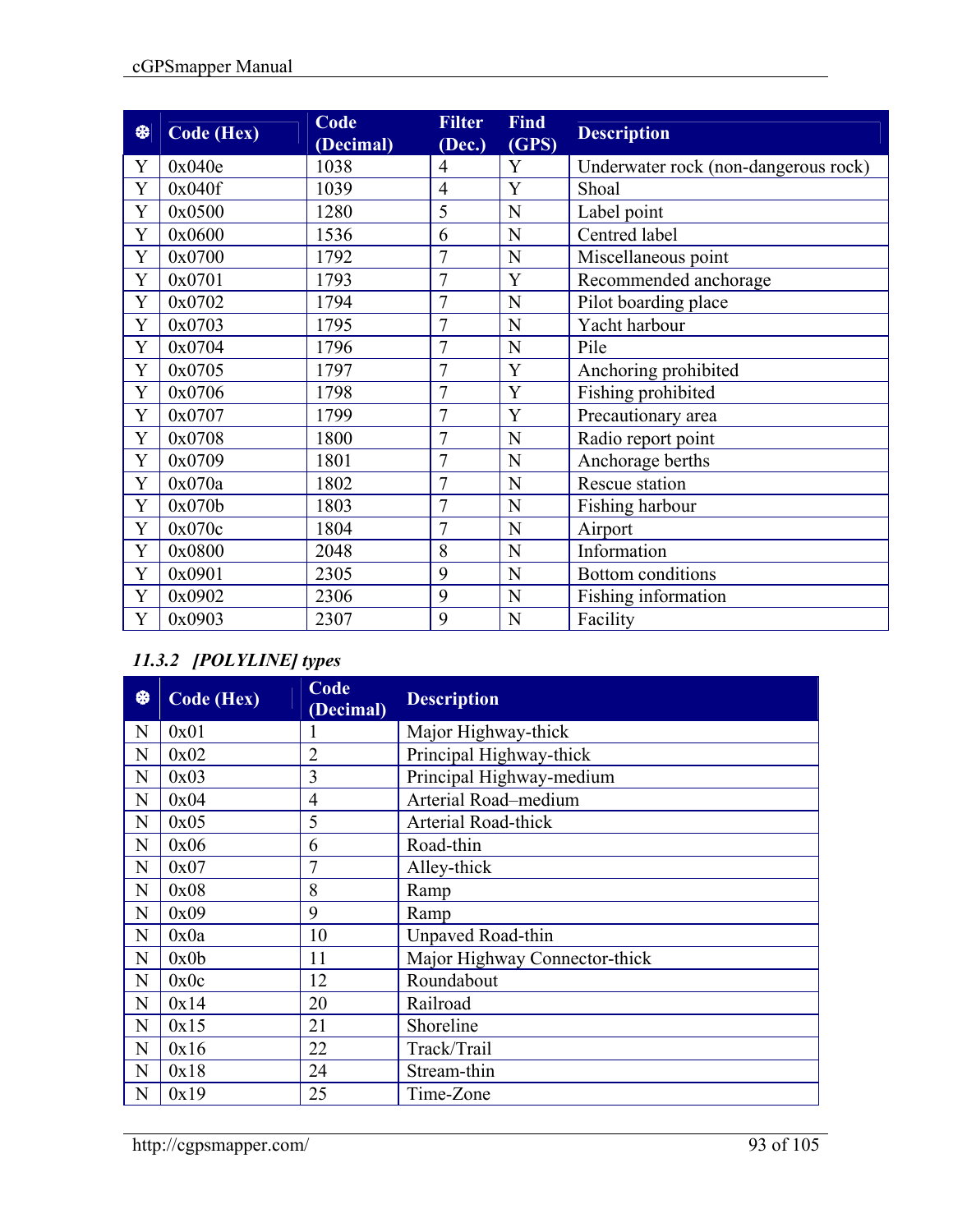| ❆ | Code (Hex) | Code (Decimal) | Filter (Dec.) | Find (GPS) | Description |
|---|---|---|---|---|---|
| Y | 0x040e | 1038 | 4 | Y | Underwater rock (non-dangerous rock) |
| Y | 0x040f | 1039 | 4 | Y | Shoal |
| Y | 0x0500 | 1280 | 5 | N | Label point |
| Y | 0x0600 | 1536 | 6 | N | Centred label |
| Y | 0x0700 | 1792 | 7 | N | Miscellaneous point |
| Y | 0x0701 | 1793 | 7 | Y | Recommended anchorage |
| Y | 0x0702 | 1794 | 7 | N | Pilot boarding place |
| Y | 0x0703 | 1795 | 7 | N | Yacht harbour |
| Y | 0x0704 | 1796 | 7 | N | Pile |
| Y | 0x0705 | 1797 | 7 | Y | Anchoring prohibited |
| Y | 0x0706 | 1798 | 7 | Y | Fishing prohibited |
| Y | 0x0707 | 1799 | 7 | Y | Precautionary area |
| Y | 0x0708 | 1800 | 7 | N | Radio report point |
| Y | 0x0709 | 1801 | 7 | N | Anchorage berths |
| Y | 0x070a | 1802 | 7 | N | Rescue station |
| Y | 0x070b | 1803 | 7 | N | Fishing harbour |
| Y | 0x070c | 1804 | 7 | N | Airport |
| Y | 0x0800 | 2048 | 8 | N | Information |
| Y | 0x0901 | 2305 | 9 | N | Bottom conditions |
| Y | 0x0902 | 2306 | 9 | N | Fishing information |
| Y | 0x0903 | 2307 | 9 | N | Facility |

### *11.3.2 [POLYLINE] types*

| ❆ | Code (Hex) | Code (Decimal) | Description |
|---|---|---|---|
| N | 0x01 | 1 | Major Highway-thick |
| N | 0x02 | 2 | Principal Highway-thick |
| N | 0x03 | 3 | Principal Highway-medium |
| N | 0x04 | 4 | Arterial Road–medium |
| N | 0x05 | 5 | Arterial Road-thick |
| N | 0x06 | 6 | Road-thin |
| N | 0x07 | 7 | Alley-thick |
| N | 0x08 | 8 | Ramp |
| N | 0x09 | 9 | Ramp |
| N | 0x0a | 10 | Unpaved Road-thin |
| N | 0x0b | 11 | Major Highway Connector-thick |
| N | 0x0c | 12 | Roundabout |
| N | 0x14 | 20 | Railroad |
| N | 0x15 | 21 | Shoreline |
| N | 0x16 | 22 | Track/Trail |
| N | 0x18 | 24 | Stream-thin |
| N | 0x19 | 25 | Time-Zone |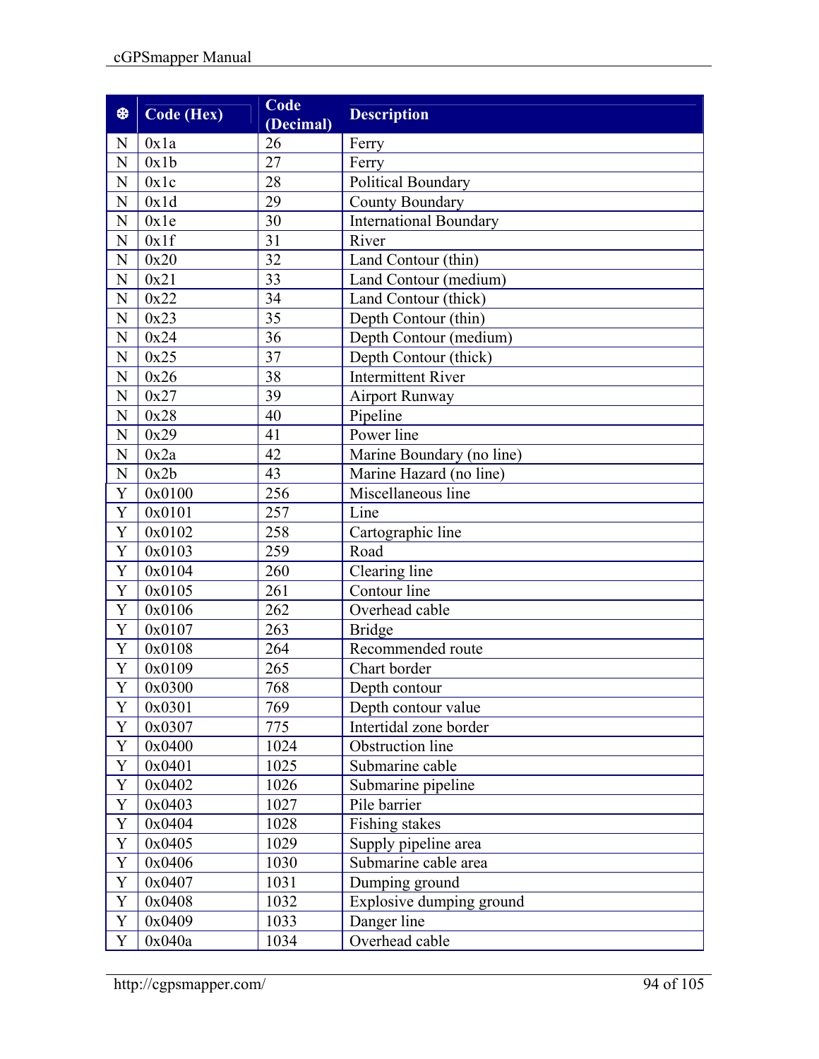| ❆ | Code (Hex) | Code (Decimal) | Description |
|---|---|---|---|
| N | 0x1a | 26 | Ferry |
| N | 0x1b | 27 | Ferry |
| N | 0x1c | 28 | Political Boundary |
| N | 0x1d | 29 | County Boundary |
| N | 0x1e | 30 | International Boundary |
| N | 0x1f | 31 | River |
| N | 0x20 | 32 | Land Contour (thin) |
| N | 0x21 | 33 | Land Contour (medium) |
| N | 0x22 | 34 | Land Contour (thick) |
| N | 0x23 | 35 | Depth Contour (thin) |
| N | 0x24 | 36 | Depth Contour (medium) |
| N | 0x25 | 37 | Depth Contour (thick) |
| N | 0x26 | 38 | Intermittent River |
| N | 0x27 | 39 | Airport Runway |
| N | 0x28 | 40 | Pipeline |
| N | 0x29 | 41 | Power line |
| N | 0x2a | 42 | Marine Boundary (no line) |
| N | 0x2b | 43 | Marine Hazard (no line) |
| Y | 0x0100 | 256 | Miscellaneous line |
| Y | 0x0101 | 257 | Line |
| Y | 0x0102 | 258 | Cartographic line |
| Y | 0x0103 | 259 | Road |
| Y | 0x0104 | 260 | Clearing line |
| Y | 0x0105 | 261 | Contour line |
| Y | 0x0106 | 262 | Overhead cable |
| Y | 0x0107 | 263 | Bridge |
| Y | 0x0108 | 264 | Recommended route |
| Y | 0x0109 | 265 | Chart border |
| Y | 0x0300 | 768 | Depth contour |
| Y | 0x0301 | 769 | Depth contour value |
| Y | 0x0307 | 775 | Intertidal zone border |
| Y | 0x0400 | 1024 | Obstruction line |
| Y | 0x0401 | 1025 | Submarine cable |
| Y | 0x0402 | 1026 | Submarine pipeline |
| Y | 0x0403 | 1027 | Pile barrier |
| Y | 0x0404 | 1028 | Fishing stakes |
| Y | 0x0405 | 1029 | Supply pipeline area |
| Y | 0x0406 | 1030 | Submarine cable area |
| Y | 0x0407 | 1031 | Dumping ground |
| Y | 0x0408 | 1032 | Explosive dumping ground |
| Y | 0x0409 | 1033 | Danger line |
| Y | 0x040a | 1034 | Overhead cable |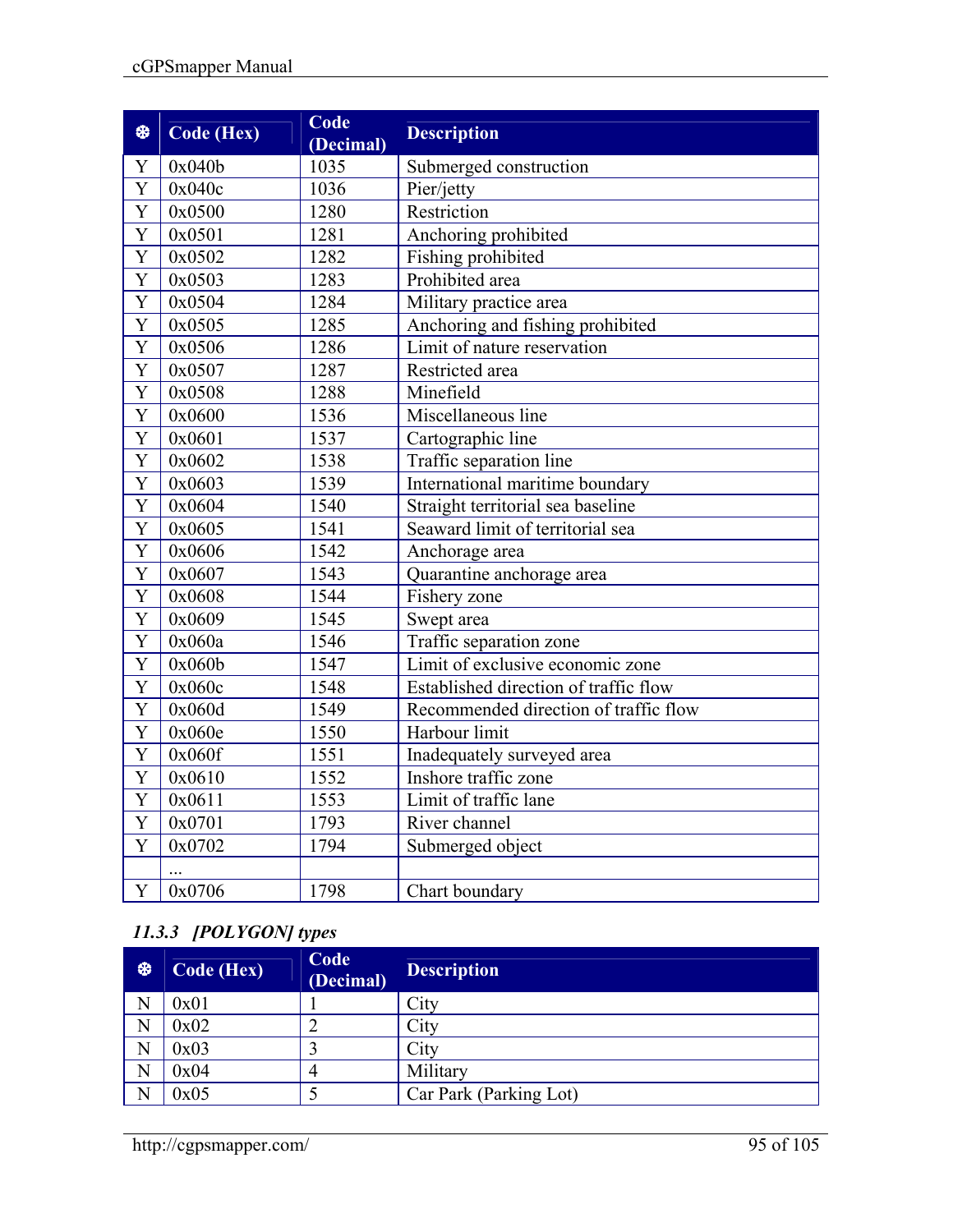| ❆ | Code (Hex) | Code (Decimal) | Description |
|---|---|---|---|
| Y | 0x040b | 1035 | Submerged construction |
| Y | 0x040c | 1036 | Pier/jetty |
| Y | 0x0500 | 1280 | Restriction |
| Y | 0x0501 | 1281 | Anchoring prohibited |
| Y | 0x0502 | 1282 | Fishing prohibited |
| Y | 0x0503 | 1283 | Prohibited area |
| Y | 0x0504 | 1284 | Military practice area |
| Y | 0x0505 | 1285 | Anchoring and fishing prohibited |
| Y | 0x0506 | 1286 | Limit of nature reservation |
| Y | 0x0507 | 1287 | Restricted area |
| Y | 0x0508 | 1288 | Minefield |
| Y | 0x0600 | 1536 | Miscellaneous line |
| Y | 0x0601 | 1537 | Cartographic line |
| Y | 0x0602 | 1538 | Traffic separation line |
| Y | 0x0603 | 1539 | International maritime boundary |
| Y | 0x0604 | 1540 | Straight territorial sea baseline |
| Y | 0x0605 | 1541 | Seaward limit of territorial sea |
| Y | 0x0606 | 1542 | Anchorage area |
| Y | 0x0607 | 1543 | Quarantine anchorage area |
| Y | 0x0608 | 1544 | Fishery zone |
| Y | 0x0609 | 1545 | Swept area |
| Y | 0x060a | 1546 | Traffic separation zone |
| Y | 0x060b | 1547 | Limit of exclusive economic zone |
| Y | 0x060c | 1548 | Established direction of traffic flow |
| Y | 0x060d | 1549 | Recommended direction of traffic flow |
| Y | 0x060e | 1550 | Harbour limit |
| Y | 0x060f | 1551 | Inadequately surveyed area |
| Y | 0x0610 | 1552 | Inshore traffic zone |
| Y | 0x0611 | 1553 | Limit of traffic lane |
| Y | 0x0701 | 1793 | River channel |
| Y | 0x0702 | 1794 | Submerged object |
| | ... | | |
| Y | 0x0706 | 1798 | Chart boundary |

### *11.3.3 [POLYGON] types*

| ❆ | Code (Hex) | Code (Decimal) | Description |
|---|---|---|---|
| N | 0x01 | 1 | City |
| N | 0x02 | 2 | City |
| N | 0x03 | 3 | City |
| N | 0x04 | 4 | Military |
| N | 0x05 | 5 | Car Park (Parking Lot) |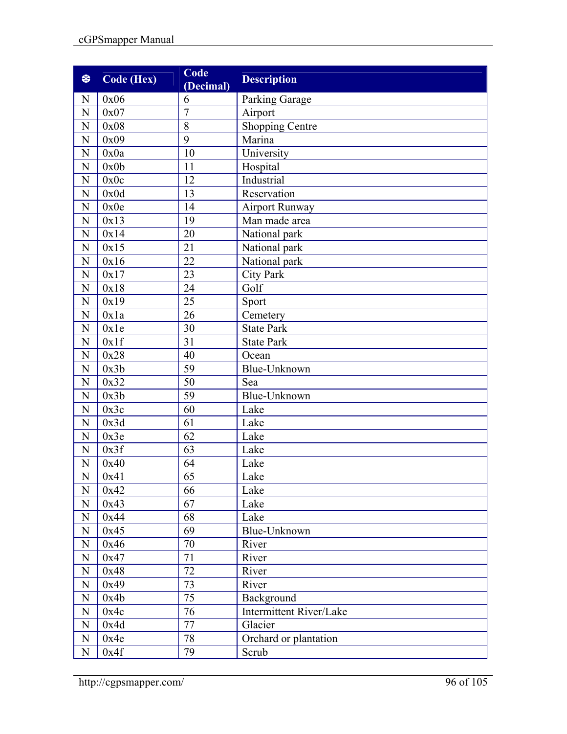| ❆ | Code (Hex) | Code (Decimal) | Description |
|---|---|---|---|
| N | 0x06 | 6 | Parking Garage |
| N | 0x07 | 7 | Airport |
| N | 0x08 | 8 | Shopping Centre |
| N | 0x09 | 9 | Marina |
| N | 0x0a | 10 | University |
| N | 0x0b | 11 | Hospital |
| N | 0x0c | 12 | Industrial |
| N | 0x0d | 13 | Reservation |
| N | 0x0e | 14 | Airport Runway |
| N | 0x13 | 19 | Man made area |
| N | 0x14 | 20 | National park |
| N | 0x15 | 21 | National park |
| N | 0x16 | 22 | National park |
| N | 0x17 | 23 | City Park |
| N | 0x18 | 24 | Golf |
| N | 0x19 | 25 | Sport |
| N | 0x1a | 26 | Cemetery |
| N | 0x1e | 30 | State Park |
| N | 0x1f | 31 | State Park |
| N | 0x28 | 40 | Ocean |
| N | 0x3b | 59 | Blue-Unknown |
| N | 0x32 | 50 | Sea |
| N | 0x3b | 59 | Blue-Unknown |
| N | 0x3c | 60 | Lake |
| N | 0x3d | 61 | Lake |
| N | 0x3e | 62 | Lake |
| N | 0x3f | 63 | Lake |
| N | 0x40 | 64 | Lake |
| N | 0x41 | 65 | Lake |
| N | 0x42 | 66 | Lake |
| N | 0x43 | 67 | Lake |
| N | 0x44 | 68 | Lake |
| N | 0x45 | 69 | Blue-Unknown |
| N | 0x46 | 70 | River |
| N | 0x47 | 71 | River |
| N | 0x48 | 72 | River |
| N | 0x49 | 73 | River |
| N | 0x4b | 75 | Background |
| N | 0x4c | 76 | Intermittent River/Lake |
| N | 0x4d | 77 | Glacier |
| N | 0x4e | 78 | Orchard or plantation |
| N | 0x4f | 79 | Scrub |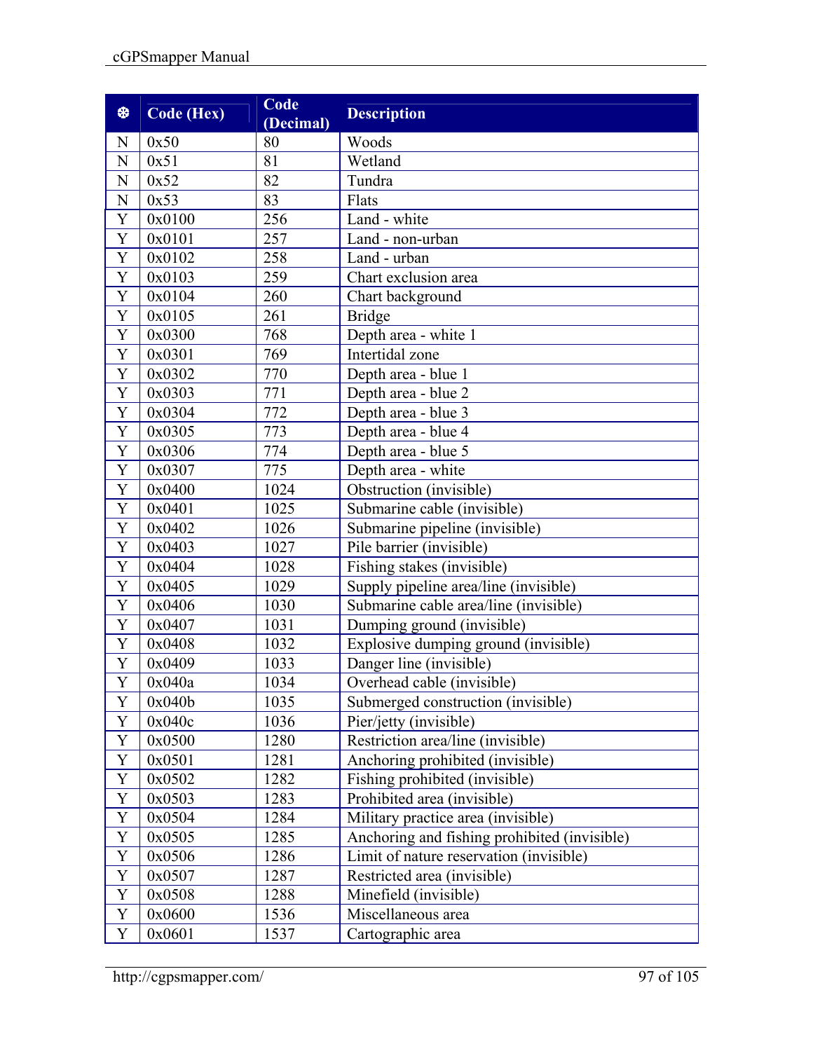| ❆ | Code (Hex) | Code (Decimal) | Description |
|---|---|---|---|
| N | 0x50 | 80 | Woods |
| N | 0x51 | 81 | Wetland |
| N | 0x52 | 82 | Tundra |
| N | 0x53 | 83 | Flats |
| Y | 0x0100 | 256 | Land - white |
| Y | 0x0101 | 257 | Land - non-urban |
| Y | 0x0102 | 258 | Land - urban |
| Y | 0x0103 | 259 | Chart exclusion area |
| Y | 0x0104 | 260 | Chart background |
| Y | 0x0105 | 261 | Bridge |
| Y | 0x0300 | 768 | Depth area - white 1 |
| Y | 0x0301 | 769 | Intertidal zone |
| Y | 0x0302 | 770 | Depth area - blue 1 |
| Y | 0x0303 | 771 | Depth area - blue 2 |
| Y | 0x0304 | 772 | Depth area - blue 3 |
| Y | 0x0305 | 773 | Depth area - blue 4 |
| Y | 0x0306 | 774 | Depth area - blue 5 |
| Y | 0x0307 | 775 | Depth area - white |
| Y | 0x0400 | 1024 | Obstruction (invisible) |
| Y | 0x0401 | 1025 | Submarine cable (invisible) |
| Y | 0x0402 | 1026 | Submarine pipeline (invisible) |
| Y | 0x0403 | 1027 | Pile barrier (invisible) |
| Y | 0x0404 | 1028 | Fishing stakes (invisible) |
| Y | 0x0405 | 1029 | Supply pipeline area/line (invisible) |
| Y | 0x0406 | 1030 | Submarine cable area/line (invisible) |
| Y | 0x0407 | 1031 | Dumping ground (invisible) |
| Y | 0x0408 | 1032 | Explosive dumping ground (invisible) |
| Y | 0x0409 | 1033 | Danger line (invisible) |
| Y | 0x040a | 1034 | Overhead cable (invisible) |
| Y | 0x040b | 1035 | Submerged construction (invisible) |
| Y | 0x040c | 1036 | Pier/jetty (invisible) |
| Y | 0x0500 | 1280 | Restriction area/line (invisible) |
| Y | 0x0501 | 1281 | Anchoring prohibited (invisible) |
| Y | 0x0502 | 1282 | Fishing prohibited (invisible) |
| Y | 0x0503 | 1283 | Prohibited area (invisible) |
| Y | 0x0504 | 1284 | Military practice area (invisible) |
| Y | 0x0505 | 1285 | Anchoring and fishing prohibited (invisible) |
| Y | 0x0506 | 1286 | Limit of nature reservation (invisible) |
| Y | 0x0507 | 1287 | Restricted area (invisible) |
| Y | 0x0508 | 1288 | Minefield (invisible) |
| Y | 0x0600 | 1536 | Miscellaneous area |
| Y | 0x0601 | 1537 | Cartographic area |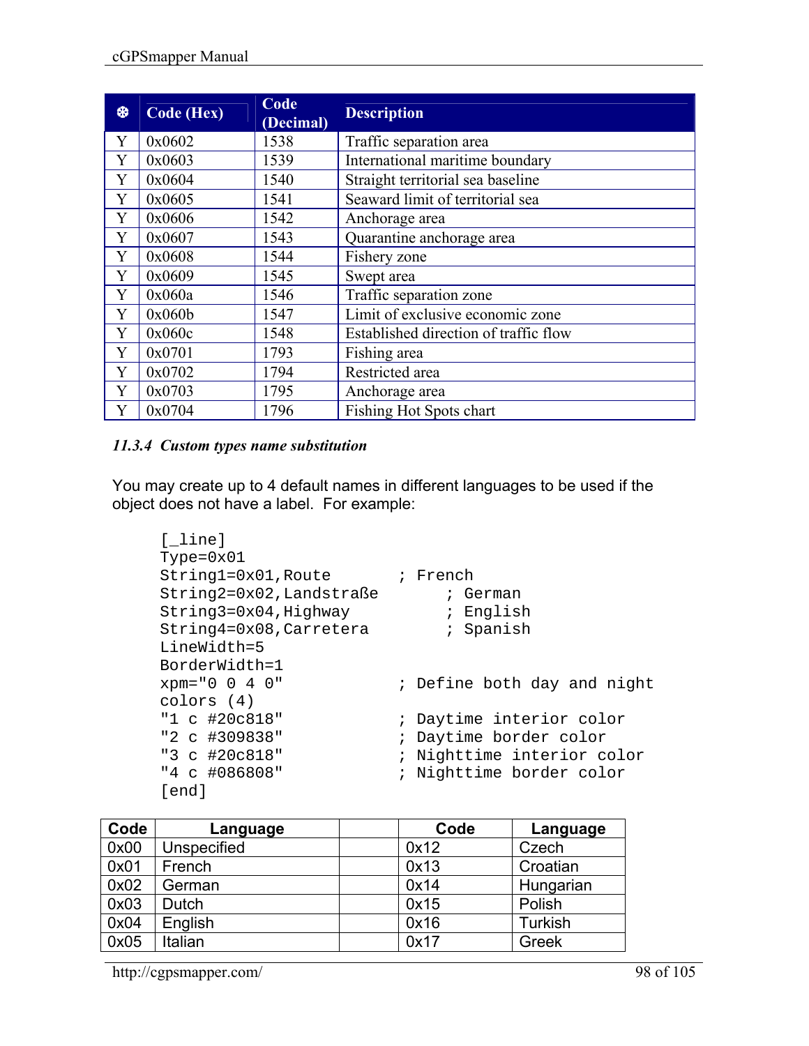| ❆ | Code (Hex) | Code (Decimal) | Description |
|---|---|---|---|
| Y | 0x0602 | 1538 | Traffic separation area |
| Y | 0x0603 | 1539 | International maritime boundary |
| Y | 0x0604 | 1540 | Straight territorial sea baseline |
| Y | 0x0605 | 1541 | Seaward limit of territorial sea |
| Y | 0x0606 | 1542 | Anchorage area |
| Y | 0x0607 | 1543 | Quarantine anchorage area |
| Y | 0x0608 | 1544 | Fishery zone |
| Y | 0x0609 | 1545 | Swept area |
| Y | 0x060a | 1546 | Traffic separation zone |
| Y | 0x060b | 1547 | Limit of exclusive economic zone |
| Y | 0x060c | 1548 | Established direction of traffic flow |
| Y | 0x0701 | 1793 | Fishing area |
| Y | 0x0702 | 1794 | Restricted area |
| Y | 0x0703 | 1795 | Anchorage area |
| Y | 0x0704 | 1796 | Fishing Hot Spots chart |

### *11.3.4 Custom types name substitution*

You may create up to 4 default names in different languages to be used if the object does not have a label. For example:

```
[_line]
Type=0x01
String1=0x01,Route          ; French
String2=0x02,Landstraße          ; German
String3=0x04,Highway          ; English
String4=0x08,Carretera          ; Spanish
LineWidth=5
BorderWidth=1
xpm="0 0 4 0"               ; Define both day and night
colors (4)
"1 c #20c818"               ; Daytime interior color
"2 c #309838"               ; Daytime border color
"3 c #20c818"               ; Nighttime interior color
"4 c #086808"               ; Nighttime border color
[end]
```

| Code | Language | | Code | Language |
|---|---|---|---|---|
| 0x00 | Unspecified | | 0x12 | Czech |
| 0x01 | French | | 0x13 | Croatian |
| 0x02 | German | | 0x14 | Hungarian |
| 0x03 | Dutch | | 0x15 | Polish |
| 0x04 | English | | 0x16 | Turkish |
| 0x05 | Italian | | 0x17 | Greek |